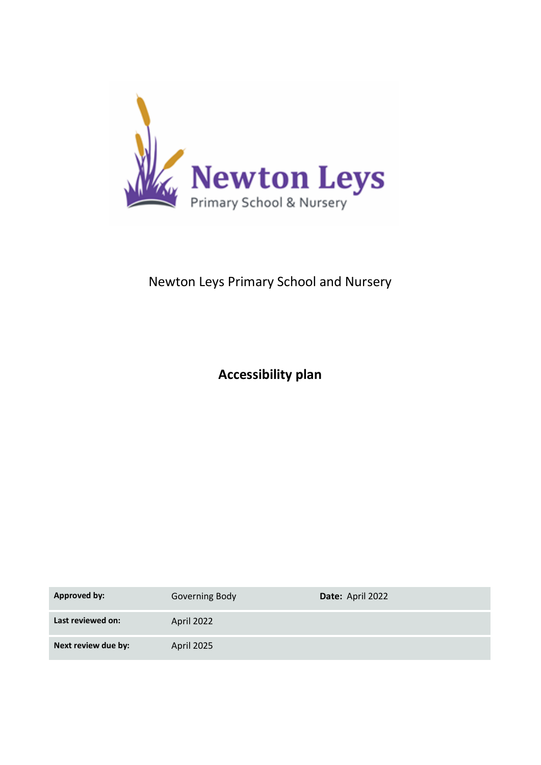Newton Leys Primary School and Nursery

# Accessibility plan

| **Approved by:** | Governing Body | **Date:** April 2022 |
|---|---|---|
| **Last reviewed on:** | April 2022 | |
| **Next review due by:** | April 2025 | |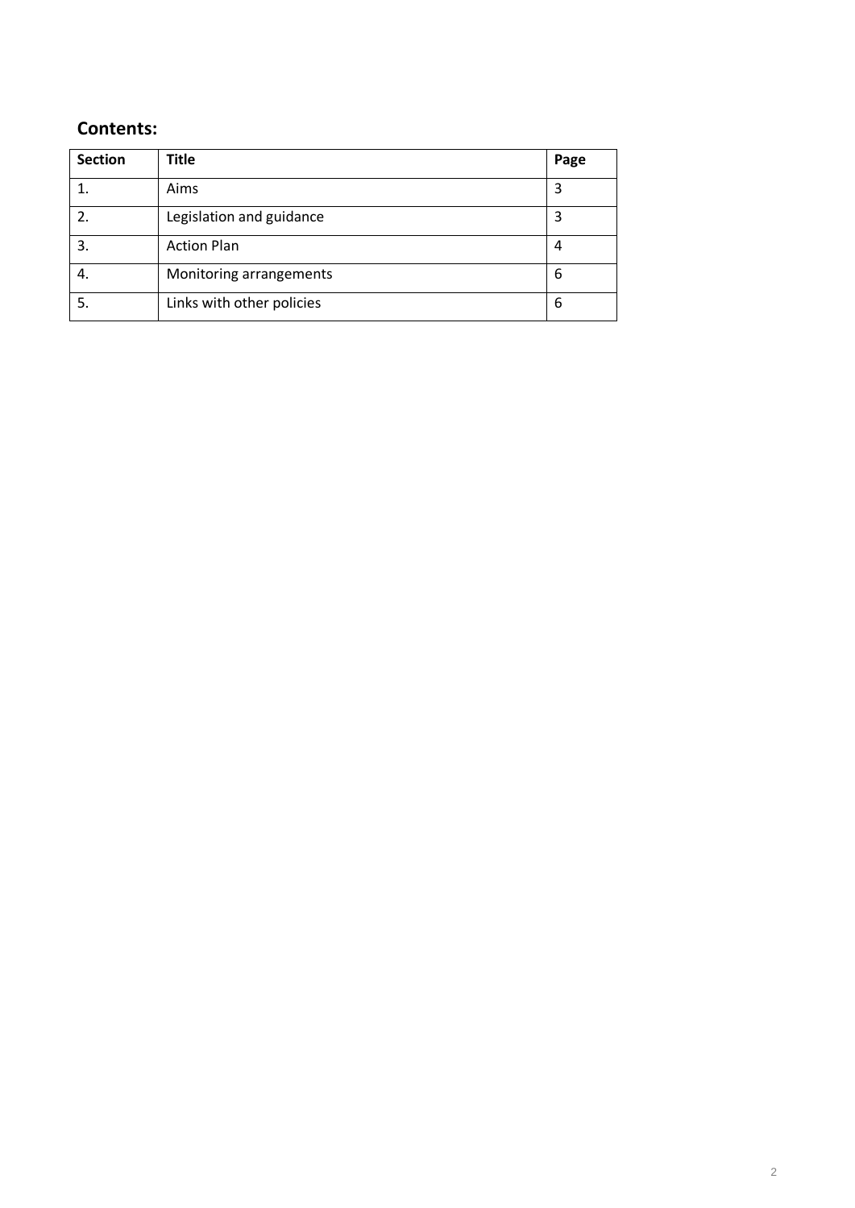## Contents:

| Section | Title | Page |
|---|---|---|
| 1. | Aims | 3 |
| 2. | Legislation and guidance | 3 |
| 3. | Action Plan | 4 |
| 4. | Monitoring arrangements | 6 |
| 5. | Links with other policies | 6 |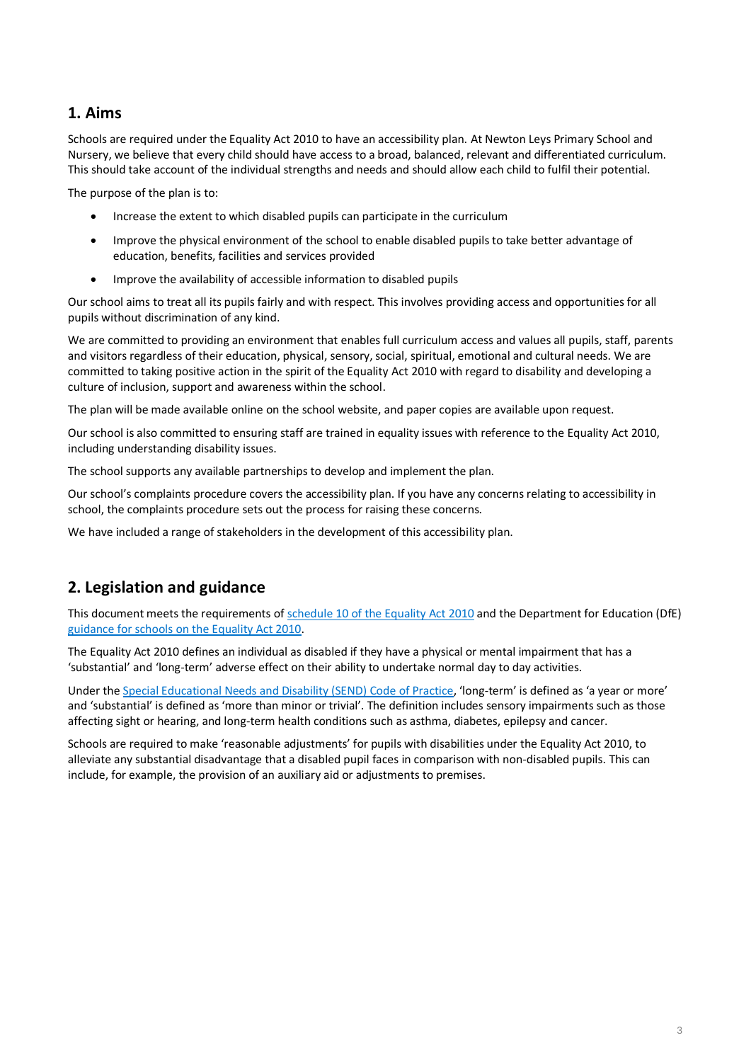## 1. Aims

Schools are required under the Equality Act 2010 to have an accessibility plan. At Newton Leys Primary School and Nursery, we believe that every child should have access to a broad, balanced, relevant and differentiated curriculum. This should take account of the individual strengths and needs and should allow each child to fulfil their potential.

The purpose of the plan is to:

- Increase the extent to which disabled pupils can participate in the curriculum
- Improve the physical environment of the school to enable disabled pupils to take better advantage of education, benefits, facilities and services provided
- Improve the availability of accessible information to disabled pupils

Our school aims to treat all its pupils fairly and with respect. This involves providing access and opportunities for all pupils without discrimination of any kind.

We are committed to providing an environment that enables full curriculum access and values all pupils, staff, parents and visitors regardless of their education, physical, sensory, social, spiritual, emotional and cultural needs. We are committed to taking positive action in the spirit of the Equality Act 2010 with regard to disability and developing a culture of inclusion, support and awareness within the school.

The plan will be made available online on the school website, and paper copies are available upon request.

Our school is also committed to ensuring staff are trained in equality issues with reference to the Equality Act 2010, including understanding disability issues.

The school supports any available partnerships to develop and implement the plan.

Our school's complaints procedure covers the accessibility plan. If you have any concerns relating to accessibility in school, the complaints procedure sets out the process for raising these concerns.

We have included a range of stakeholders in the development of this accessibility plan.

## 2. Legislation and guidance

This document meets the requirements of schedule 10 of the Equality Act 2010 and the Department for Education (DfE) guidance for schools on the Equality Act 2010.

The Equality Act 2010 defines an individual as disabled if they have a physical or mental impairment that has a 'substantial' and 'long-term' adverse effect on their ability to undertake normal day to day activities.

Under the Special Educational Needs and Disability (SEND) Code of Practice, 'long-term' is defined as 'a year or more' and 'substantial' is defined as 'more than minor or trivial'. The definition includes sensory impairments such as those affecting sight or hearing, and long-term health conditions such as asthma, diabetes, epilepsy and cancer.

Schools are required to make 'reasonable adjustments' for pupils with disabilities under the Equality Act 2010, to alleviate any substantial disadvantage that a disabled pupil faces in comparison with non-disabled pupils. This can include, for example, the provision of an auxiliary aid or adjustments to premises.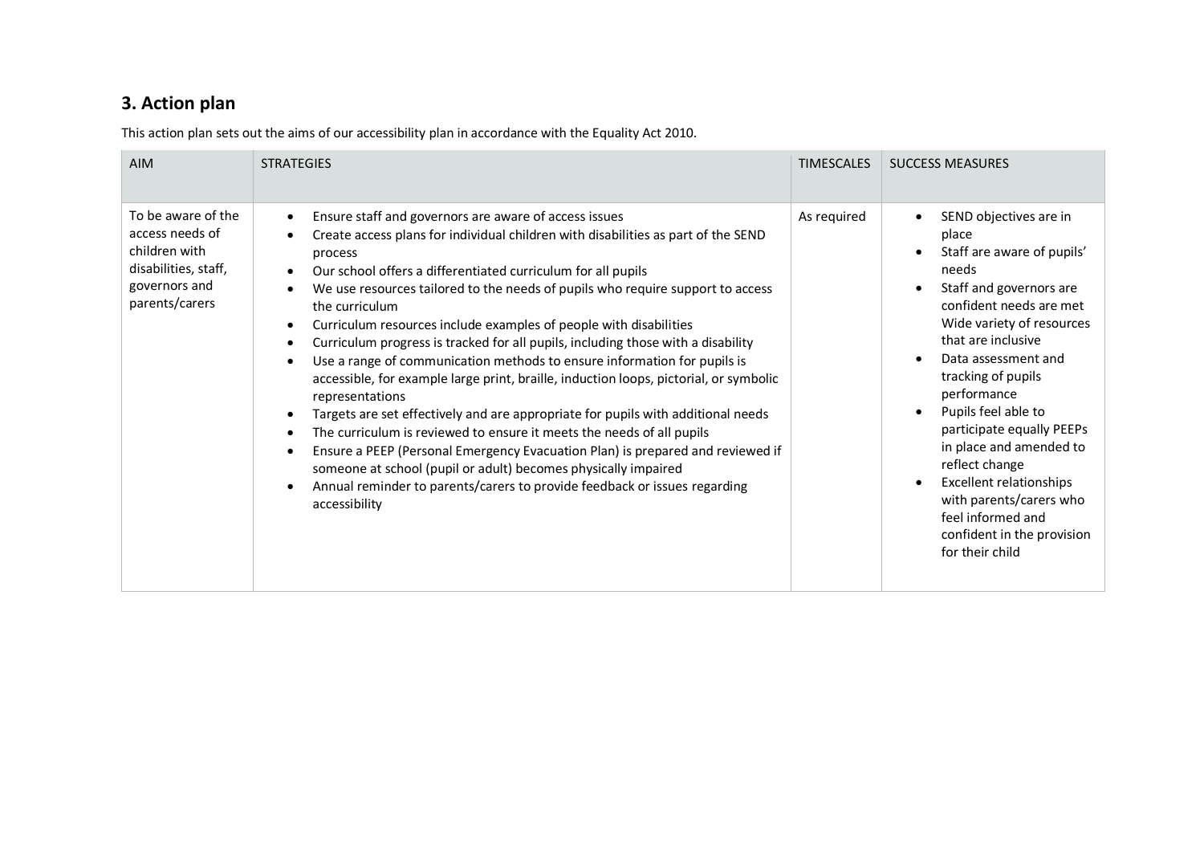## 3. Action plan

This action plan sets out the aims of our accessibility plan in accordance with the Equality Act 2010.

| AIM | STRATEGIES | TIMESCALES | SUCCESS MEASURES |
| --- | --- | --- | --- |
| To be aware of the access needs of children with disabilities, staff, governors and parents/carers | • Ensure staff and governors are aware of access issues<br>• Create access plans for individual children with disabilities as part of the SEND process<br>• Our school offers a differentiated curriculum for all pupils<br>• We use resources tailored to the needs of pupils who require support to access the curriculum<br>• Curriculum resources include examples of people with disabilities<br>• Curriculum progress is tracked for all pupils, including those with a disability<br>• Use a range of communication methods to ensure information for pupils is accessible, for example large print, braille, induction loops, pictorial, or symbolic representations<br>• Targets are set effectively and are appropriate for pupils with additional needs<br>• The curriculum is reviewed to ensure it meets the needs of all pupils<br>• Ensure a PEEP (Personal Emergency Evacuation Plan) is prepared and reviewed if someone at school (pupil or adult) becomes physically impaired<br>• Annual reminder to parents/carers to provide feedback or issues regarding accessibility | As required | • SEND objectives are in place<br>• Staff are aware of pupils' needs<br>• Staff and governors are confident needs are met Wide variety of resources that are inclusive<br>• Data assessment and tracking of pupils performance<br>• Pupils feel able to participate equally PEEPs in place and amended to reflect change<br>• Excellent relationships with parents/carers who feel informed and confident in the provision for their child |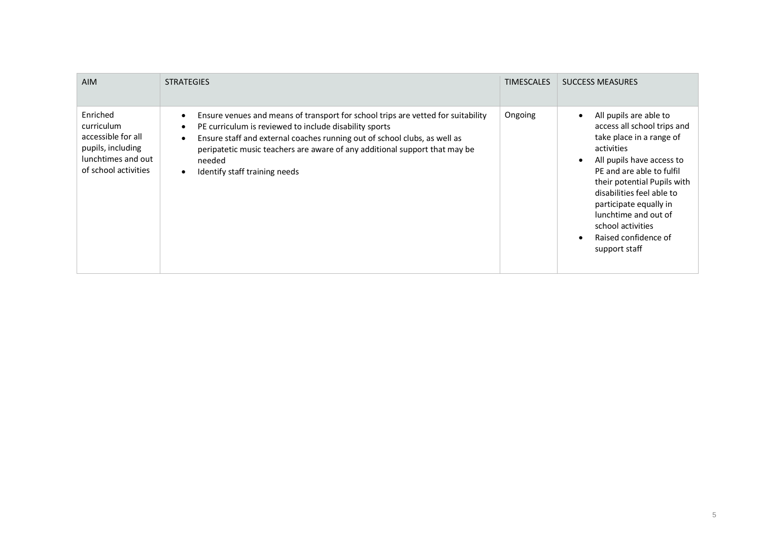| AIM | STRATEGIES | TIMESCALES | SUCCESS MEASURES |
|---|---|---|---|
| Enriched curriculum accessible for all pupils, including lunchtimes and out of school activities | • Ensure venues and means of transport for school trips are vetted for suitability<br>• PE curriculum is reviewed to include disability sports<br>• Ensure staff and external coaches running out of school clubs, as well as peripatetic music teachers are aware of any additional support that may be needed<br>• Identify staff training needs | Ongoing | • All pupils are able to access all school trips and take place in a range of activities<br>• All pupils have access to PE and are able to fulfil their potential Pupils with disabilities feel able to participate equally in lunchtime and out of school activities<br>• Raised confidence of support staff |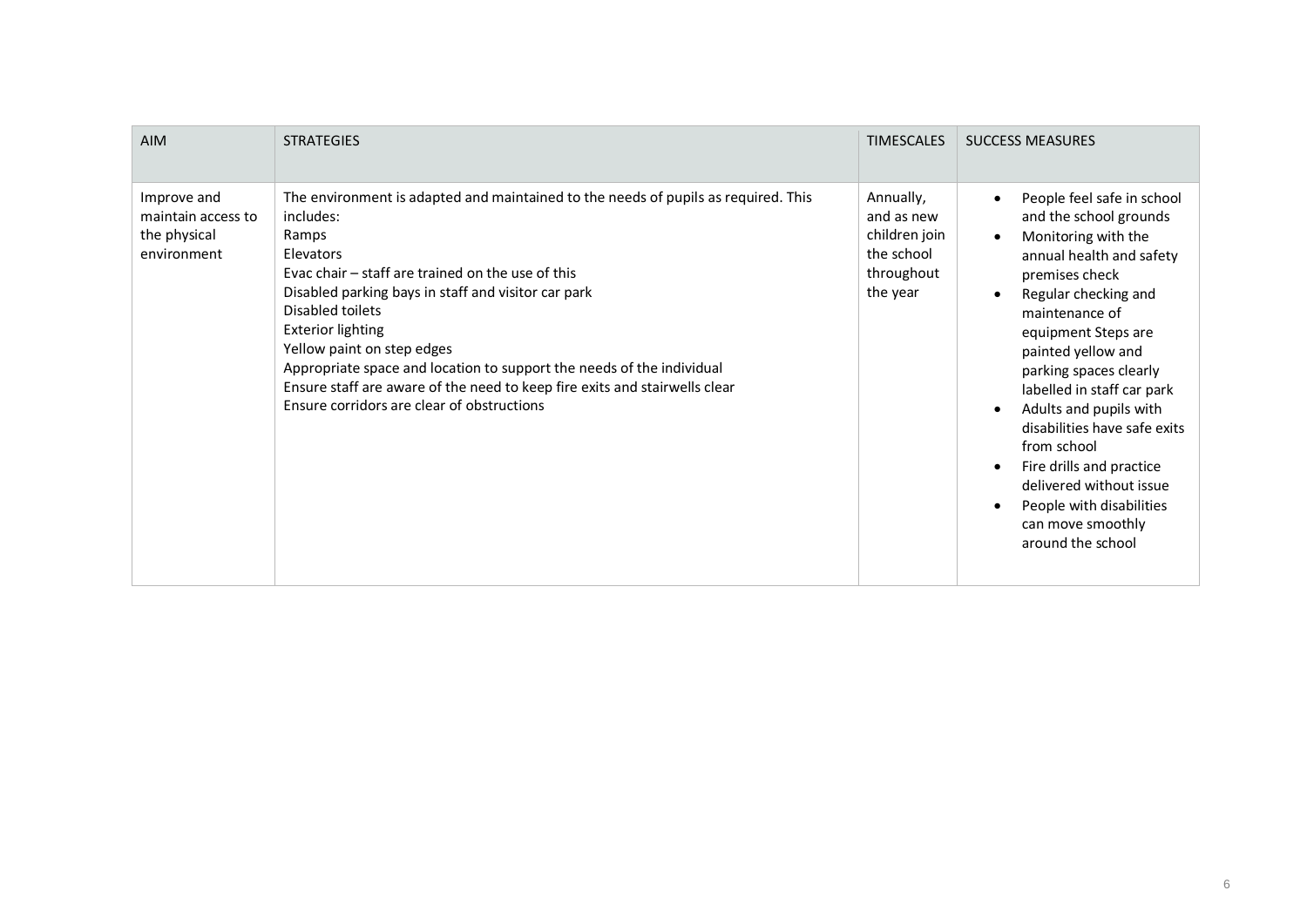| AIM | STRATEGIES | TIMESCALES | SUCCESS MEASURES |
| --- | --- | --- | --- |
| Improve and maintain access to the physical environment | The environment is adapted and maintained to the needs of pupils as required. This includes:<br>Ramps<br>Elevators<br>Evac chair – staff are trained on the use of this<br>Disabled parking bays in staff and visitor car park<br>Disabled toilets<br>Exterior lighting<br>Yellow paint on step edges<br>Appropriate space and location to support the needs of the individual<br>Ensure staff are aware of the need to keep fire exits and stairwells clear<br>Ensure corridors are clear of obstructions | Annually, and as new children join the school throughout the year | • People feel safe in school and the school grounds<br>• Monitoring with the annual health and safety premises check<br>• Regular checking and maintenance of equipment Steps are painted yellow and parking spaces clearly labelled in staff car park<br>• Adults and pupils with disabilities have safe exits from school<br>• Fire drills and practice delivered without issue<br>• People with disabilities can move smoothly around the school |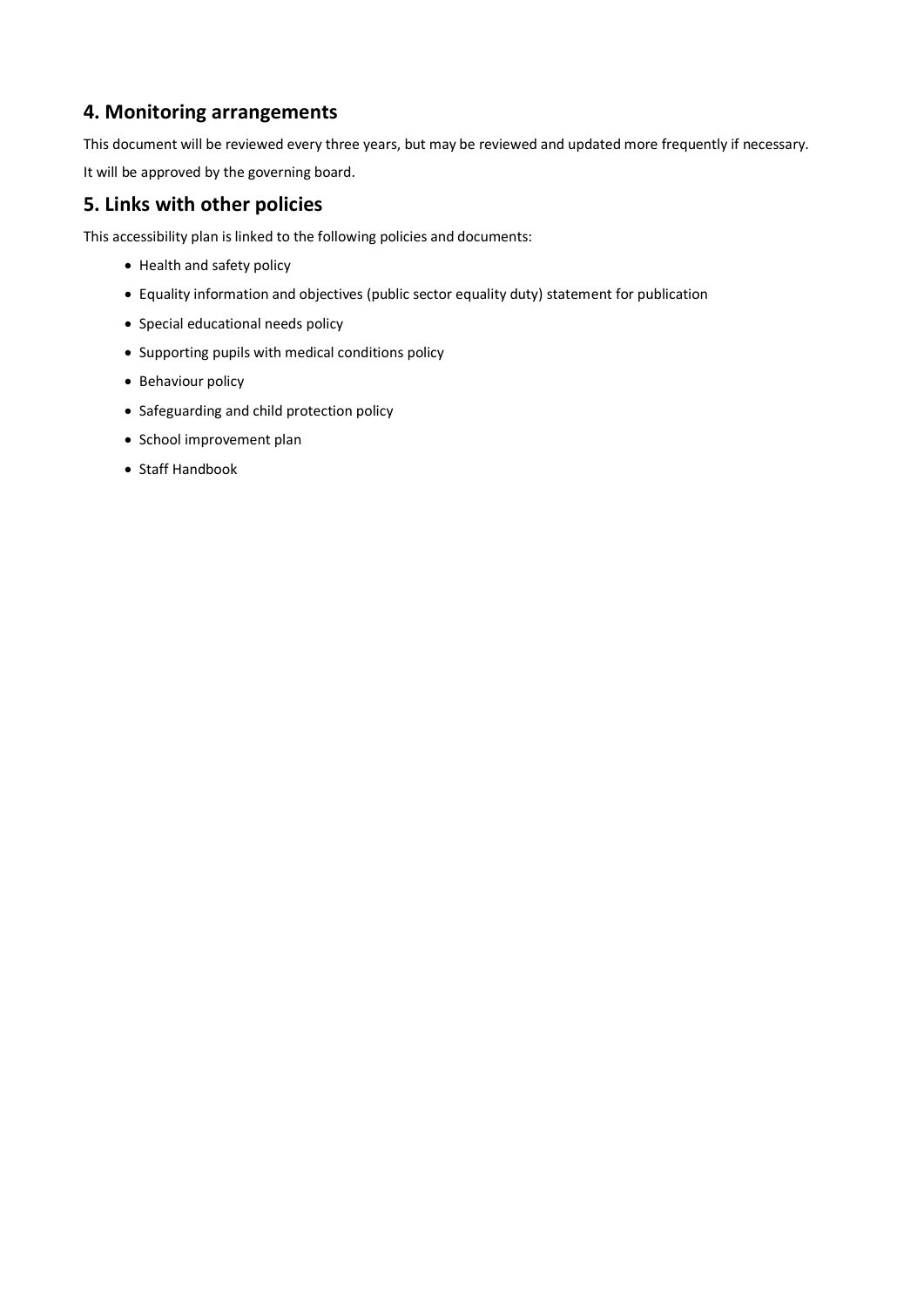## 4. Monitoring arrangements

This document will be reviewed every three years, but may be reviewed and updated more frequently if necessary.

It will be approved by the governing board.

## 5. Links with other policies

This accessibility plan is linked to the following policies and documents:

- Health and safety policy
- Equality information and objectives (public sector equality duty) statement for publication
- Special educational needs policy
- Supporting pupils with medical conditions policy
- Behaviour policy
- Safeguarding and child protection policy
- School improvement plan
- Staff Handbook